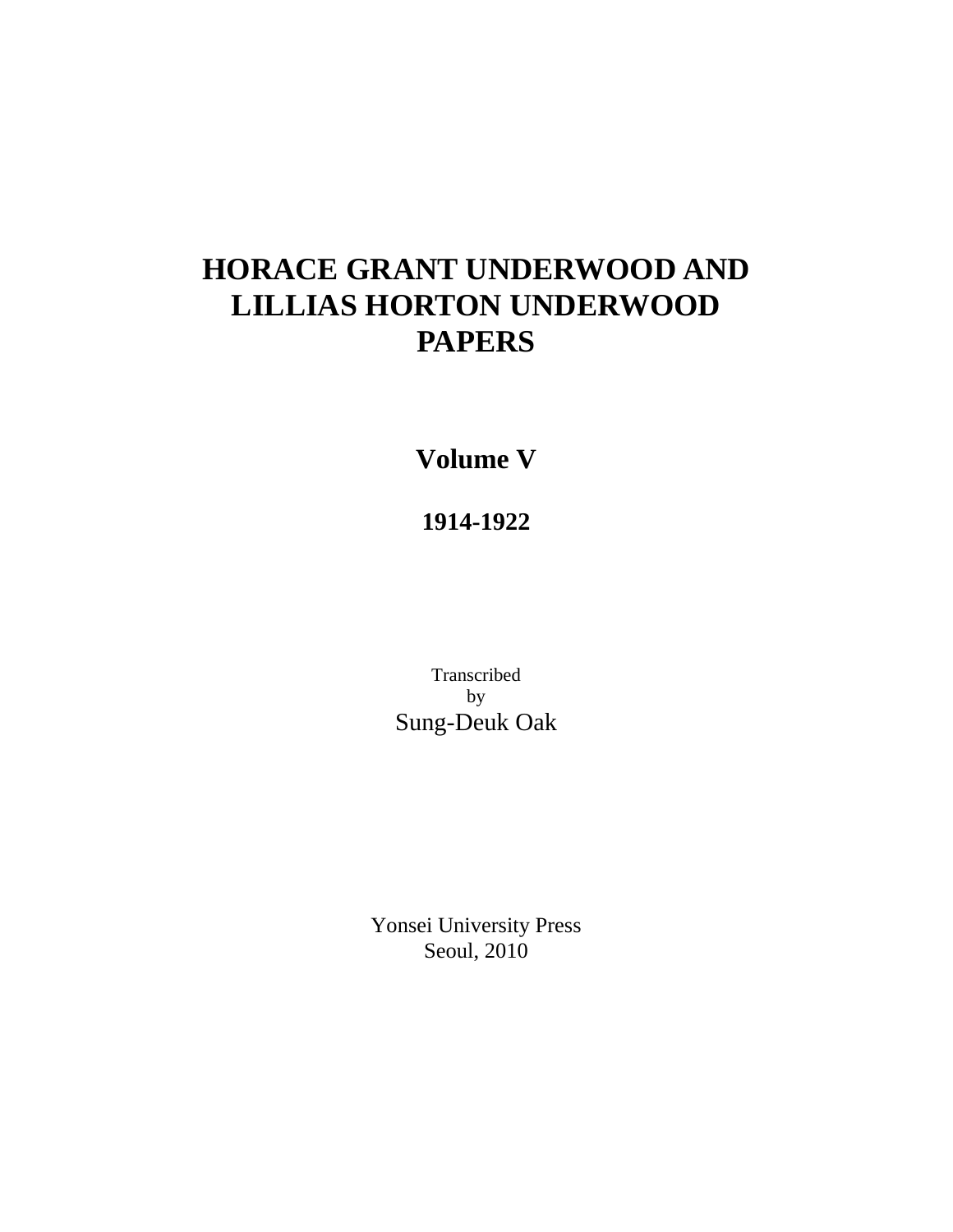# HORACE GRANT UNDERWOOD AND LILLIAS HORTON UNDERWOOD PAPERS

## Volume V

### 1914-1922

Transcribed
by
Sung-Deuk Oak

Yonsei University Press
Seoul, 2010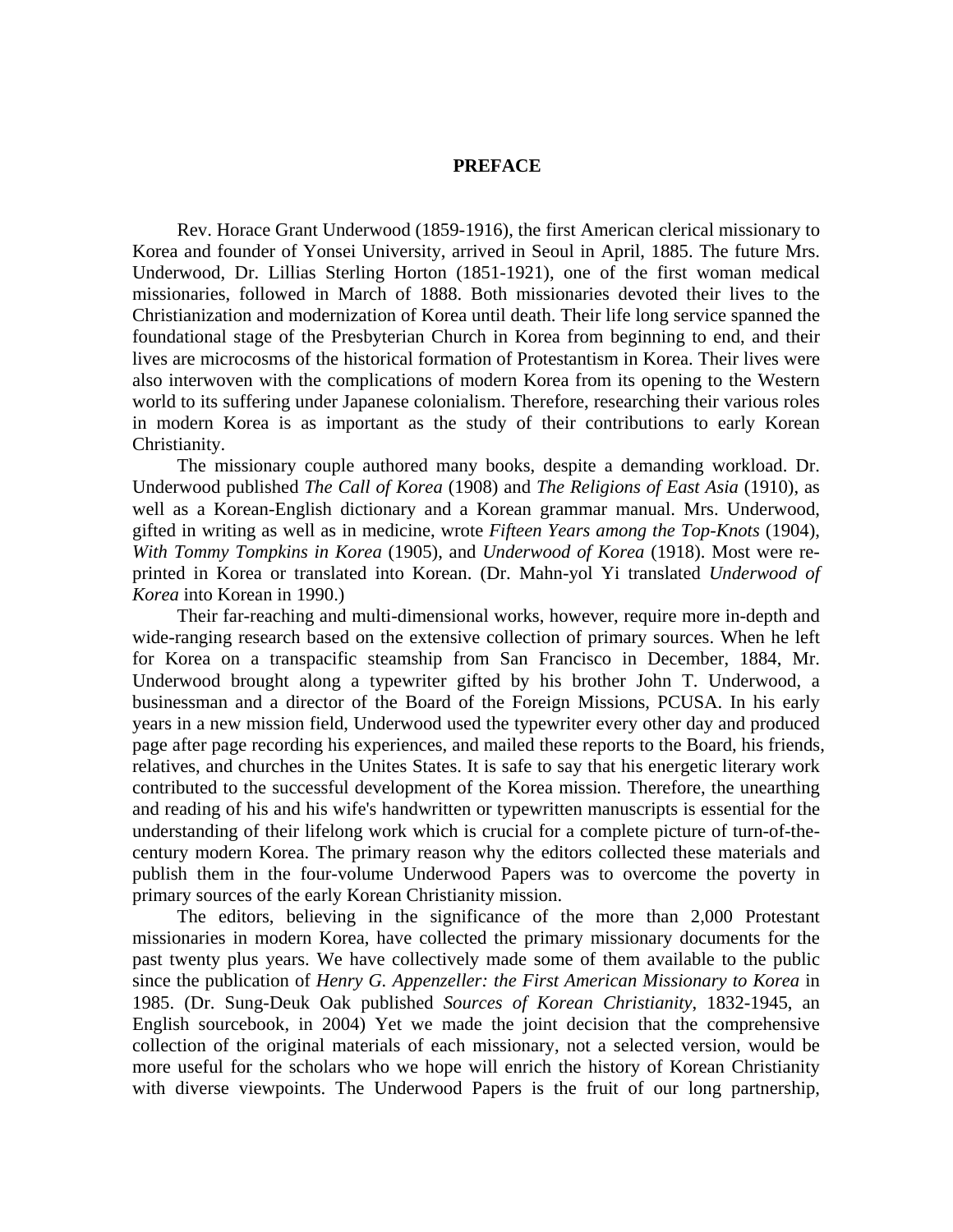# PREFACE

Rev. Horace Grant Underwood (1859-1916), the first American clerical missionary to Korea and founder of Yonsei University, arrived in Seoul in April, 1885. The future Mrs. Underwood, Dr. Lillias Sterling Horton (1851-1921), one of the first woman medical missionaries, followed in March of 1888. Both missionaries devoted their lives to the Christianization and modernization of Korea until death. Their life long service spanned the foundational stage of the Presbyterian Church in Korea from beginning to end, and their lives are microcosms of the historical formation of Protestantism in Korea. Their lives were also interwoven with the complications of modern Korea from its opening to the Western world to its suffering under Japanese colonialism. Therefore, researching their various roles in modern Korea is as important as the study of their contributions to early Korean Christianity.

The missionary couple authored many books, despite a demanding workload. Dr. Underwood published *The Call of Korea* (1908) and *The Religions of East Asia* (1910), as well as a Korean-English dictionary and a Korean grammar manual. Mrs. Underwood, gifted in writing as well as in medicine, wrote *Fifteen Years among the Top-Knots* (1904), *With Tommy Tompkins in Korea* (1905), and *Underwood of Korea* (1918). Most were re-printed in Korea or translated into Korean. (Dr. Mahn-yol Yi translated *Underwood of Korea* into Korean in 1990.)

Their far-reaching and multi-dimensional works, however, require more in-depth and wide-ranging research based on the extensive collection of primary sources. When he left for Korea on a transpacific steamship from San Francisco in December, 1884, Mr. Underwood brought along a typewriter gifted by his brother John T. Underwood, a businessman and a director of the Board of the Foreign Missions, PCUSA. In his early years in a new mission field, Underwood used the typewriter every other day and produced page after page recording his experiences, and mailed these reports to the Board, his friends, relatives, and churches in the Unites States. It is safe to say that his energetic literary work contributed to the successful development of the Korea mission. Therefore, the unearthing and reading of his and his wife's handwritten or typewritten manuscripts is essential for the understanding of their lifelong work which is crucial for a complete picture of turn-of-the-century modern Korea. The primary reason why the editors collected these materials and publish them in the four-volume Underwood Papers was to overcome the poverty in primary sources of the early Korean Christianity mission.

The editors, believing in the significance of the more than 2,000 Protestant missionaries in modern Korea, have collected the primary missionary documents for the past twenty plus years. We have collectively made some of them available to the public since the publication of *Henry G. Appenzeller: the First American Missionary to Korea* in 1985. (Dr. Sung-Deuk Oak published *Sources of Korean Christianity*, 1832-1945, an English sourcebook, in 2004) Yet we made the joint decision that the comprehensive collection of the original materials of each missionary, not a selected version, would be more useful for the scholars who we hope will enrich the history of Korean Christianity with diverse viewpoints. The Underwood Papers is the fruit of our long partnership,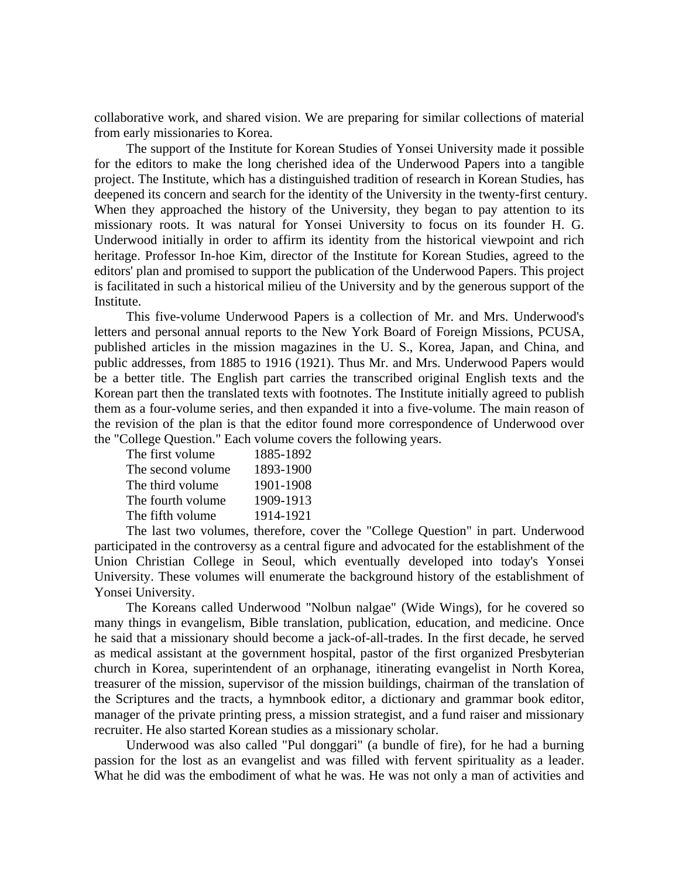collaborative work, and shared vision. We are preparing for similar collections of material from early missionaries to Korea.

The support of the Institute for Korean Studies of Yonsei University made it possible for the editors to make the long cherished idea of the Underwood Papers into a tangible project. The Institute, which has a distinguished tradition of research in Korean Studies, has deepened its concern and search for the identity of the University in the twenty-first century. When they approached the history of the University, they began to pay attention to its missionary roots. It was natural for Yonsei University to focus on its founder H. G. Underwood initially in order to affirm its identity from the historical viewpoint and rich heritage. Professor In-hoe Kim, director of the Institute for Korean Studies, agreed to the editors' plan and promised to support the publication of the Underwood Papers. This project is facilitated in such a historical milieu of the University and by the generous support of the Institute.

This five-volume Underwood Papers is a collection of Mr. and Mrs. Underwood's letters and personal annual reports to the New York Board of Foreign Missions, PCUSA, published articles in the mission magazines in the U. S., Korea, Japan, and China, and public addresses, from 1885 to 1916 (1921). Thus Mr. and Mrs. Underwood Papers would be a better title. The English part carries the transcribed original English texts and the Korean part then the translated texts with footnotes. The Institute initially agreed to publish them as a four-volume series, and then expanded it into a five-volume. The main reason of the revision of the plan is that the editor found more correspondence of Underwood over the "College Question." Each volume covers the following years.

| | |
|---|---|
| The first volume | 1885-1892 |
| The second volume | 1893-1900 |
| The third volume | 1901-1908 |
| The fourth volume | 1909-1913 |
| The fifth volume | 1914-1921 |

The last two volumes, therefore, cover the "College Question" in part. Underwood participated in the controversy as a central figure and advocated for the establishment of the Union Christian College in Seoul, which eventually developed into today's Yonsei University. These volumes will enumerate the background history of the establishment of Yonsei University.

The Koreans called Underwood "Nolbun nalgae" (Wide Wings), for he covered so many things in evangelism, Bible translation, publication, education, and medicine. Once he said that a missionary should become a jack-of-all-trades. In the first decade, he served as medical assistant at the government hospital, pastor of the first organized Presbyterian church in Korea, superintendent of an orphanage, itinerating evangelist in North Korea, treasurer of the mission, supervisor of the mission buildings, chairman of the translation of the Scriptures and the tracts, a hymnbook editor, a dictionary and grammar book editor, manager of the private printing press, a mission strategist, and a fund raiser and missionary recruiter. He also started Korean studies as a missionary scholar.

Underwood was also called "Pul donggari" (a bundle of fire), for he had a burning passion for the lost as an evangelist and was filled with fervent spirituality as a leader. What he did was the embodiment of what he was. He was not only a man of activities and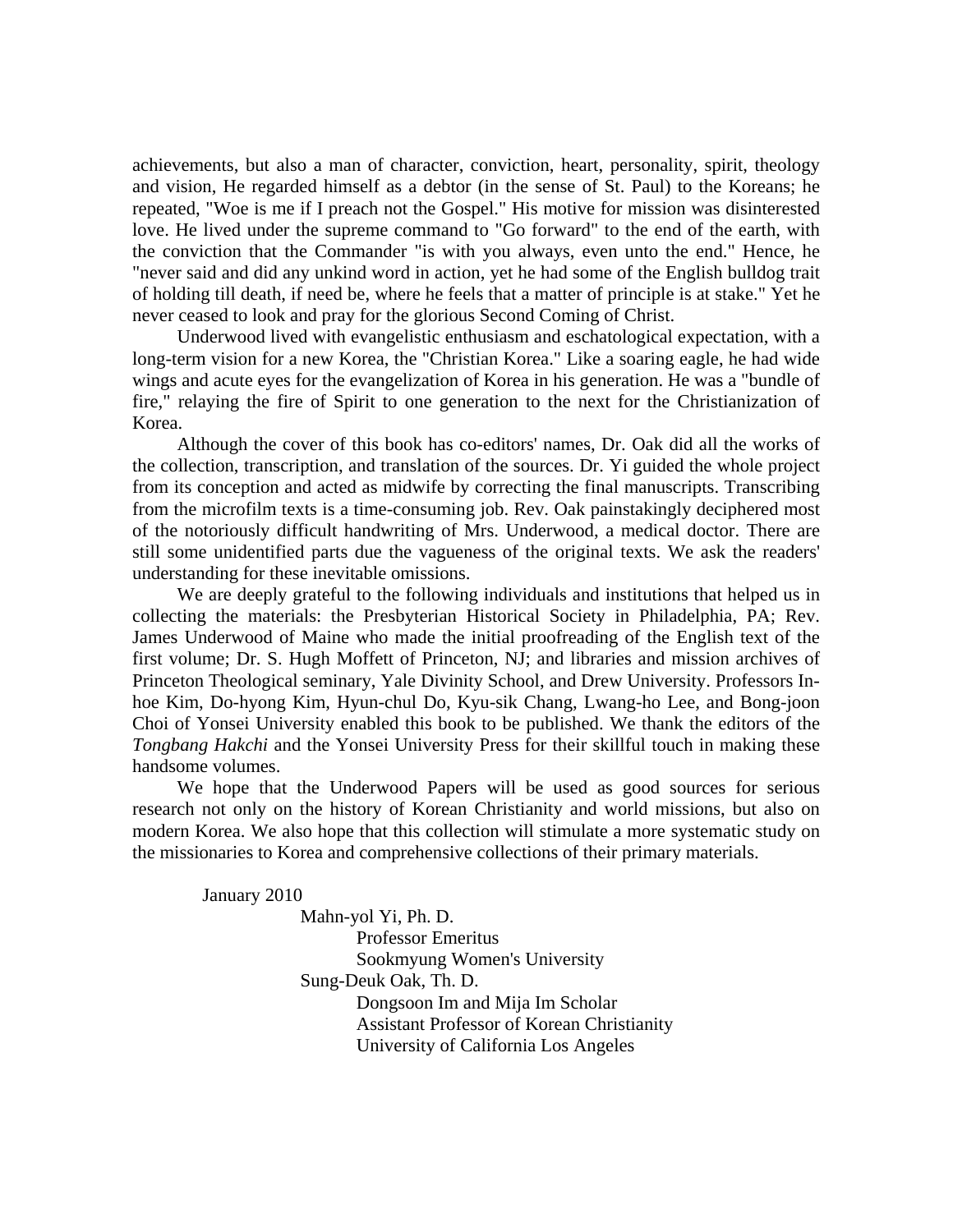achievements, but also a man of character, conviction, heart, personality, spirit, theology and vision, He regarded himself as a debtor (in the sense of St. Paul) to the Koreans; he repeated, "Woe is me if I preach not the Gospel." His motive for mission was disinterested love. He lived under the supreme command to "Go forward" to the end of the earth, with the conviction that the Commander "is with you always, even unto the end." Hence, he "never said and did any unkind word in action, yet he had some of the English bulldog trait of holding till death, if need be, where he feels that a matter of principle is at stake." Yet he never ceased to look and pray for the glorious Second Coming of Christ.

Underwood lived with evangelistic enthusiasm and eschatological expectation, with a long-term vision for a new Korea, the "Christian Korea." Like a soaring eagle, he had wide wings and acute eyes for the evangelization of Korea in his generation. He was a "bundle of fire," relaying the fire of Spirit to one generation to the next for the Christianization of Korea.

Although the cover of this book has co-editors' names, Dr. Oak did all the works of the collection, transcription, and translation of the sources. Dr. Yi guided the whole project from its conception and acted as midwife by correcting the final manuscripts. Transcribing from the microfilm texts is a time-consuming job. Rev. Oak painstakingly deciphered most of the notoriously difficult handwriting of Mrs. Underwood, a medical doctor. There are still some unidentified parts due the vagueness of the original texts. We ask the readers' understanding for these inevitable omissions.

We are deeply grateful to the following individuals and institutions that helped us in collecting the materials: the Presbyterian Historical Society in Philadelphia, PA; Rev. James Underwood of Maine who made the initial proofreading of the English text of the first volume; Dr. S. Hugh Moffett of Princeton, NJ; and libraries and mission archives of Princeton Theological seminary, Yale Divinity School, and Drew University. Professors In-hoe Kim, Do-hyong Kim, Hyun-chul Do, Kyu-sik Chang, Lwang-ho Lee, and Bong-joon Choi of Yonsei University enabled this book to be published. We thank the editors of the *Tongbang Hakchi* and the Yonsei University Press for their skillful touch in making these handsome volumes.

We hope that the Underwood Papers will be used as good sources for serious research not only on the history of Korean Christianity and world missions, but also on modern Korea. We also hope that this collection will stimulate a more systematic study on the missionaries to Korea and comprehensive collections of their primary materials.

January 2010

Mahn-yol Yi, Ph. D.
Professor Emeritus
Sookmyung Women's University

Sung-Deuk Oak, Th. D.
Dongsoon Im and Mija Im Scholar
Assistant Professor of Korean Christianity
University of California Los Angeles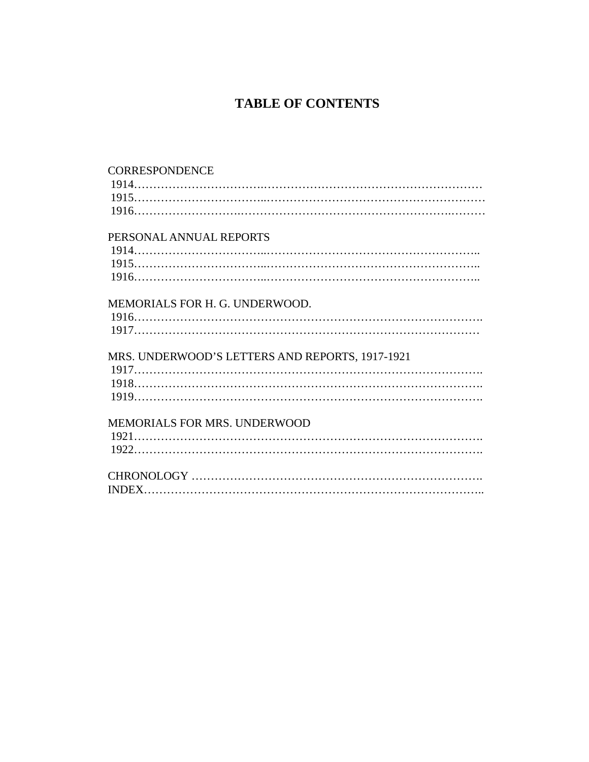# TABLE OF CONTENTS

CORRESPONDENCE
1914……………………………..…………………………………………………
1915……………………………..…………………………………………………
1916……………………….………………………………………………….………

PERSONAL ANNUAL REPORTS
1914……………………………..………………………………………………..
1915……………………………..………………………………………………..
1916……………………………..………………………………………………..

MEMORIALS FOR H. G. UNDERWOOD.
1916…………………………………………………………………………….
1917……………………………………………………………………………

MRS. UNDERWOOD'S LETTERS AND REPORTS, 1917-1921
1917…………………………………………………………………………….
1918…………………………………………………………………………….
1919…………………………………………………………………………….

MEMORIALS FOR MRS. UNDERWOOD
1921…………………………………………………………………………….
1922…………………………………………………………………………….

CHRONOLOGY ……………………………………………………………….
INDEX…………………………………………………………………………..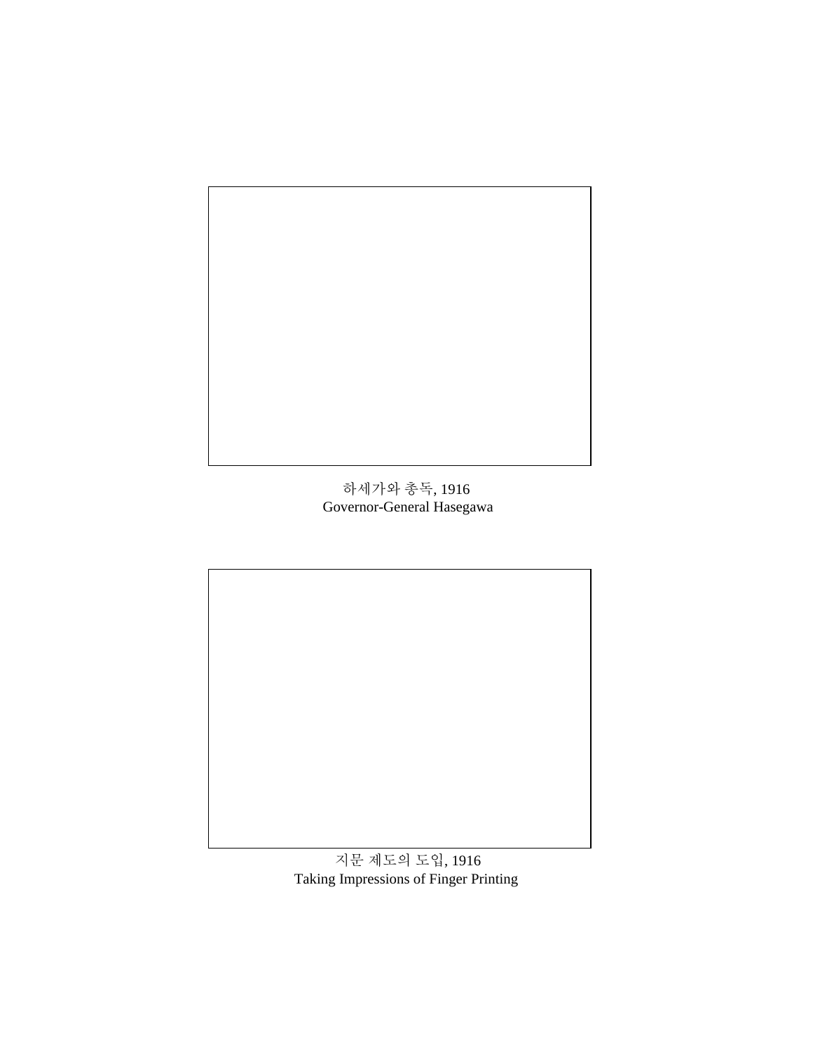하세가와 총독, 1916
Governor-General Hasegawa

지문 제도의 도입, 1916
Taking Impressions of Finger Printing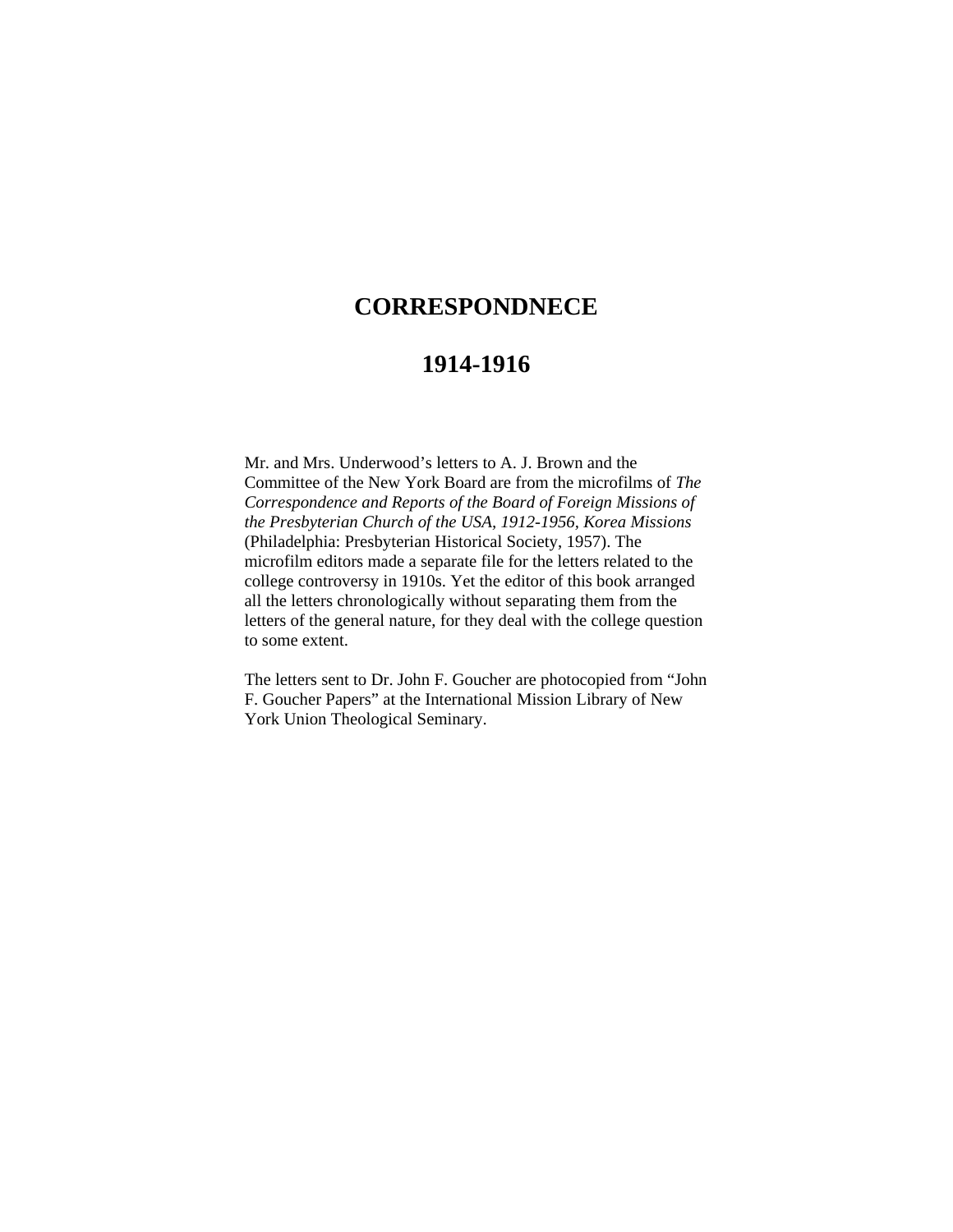# CORRESPONDNECE

# 1914-1916

Mr. and Mrs. Underwood's letters to A. J. Brown and the Committee of the New York Board are from the microfilms of *The Correspondence and Reports of the Board of Foreign Missions of the Presbyterian Church of the USA, 1912-1956, Korea Missions* (Philadelphia: Presbyterian Historical Society, 1957). The microfilm editors made a separate file for the letters related to the college controversy in 1910s. Yet the editor of this book arranged all the letters chronologically without separating them from the letters of the general nature, for they deal with the college question to some extent.

The letters sent to Dr. John F. Goucher are photocopied from "John F. Goucher Papers" at the International Mission Library of New York Union Theological Seminary.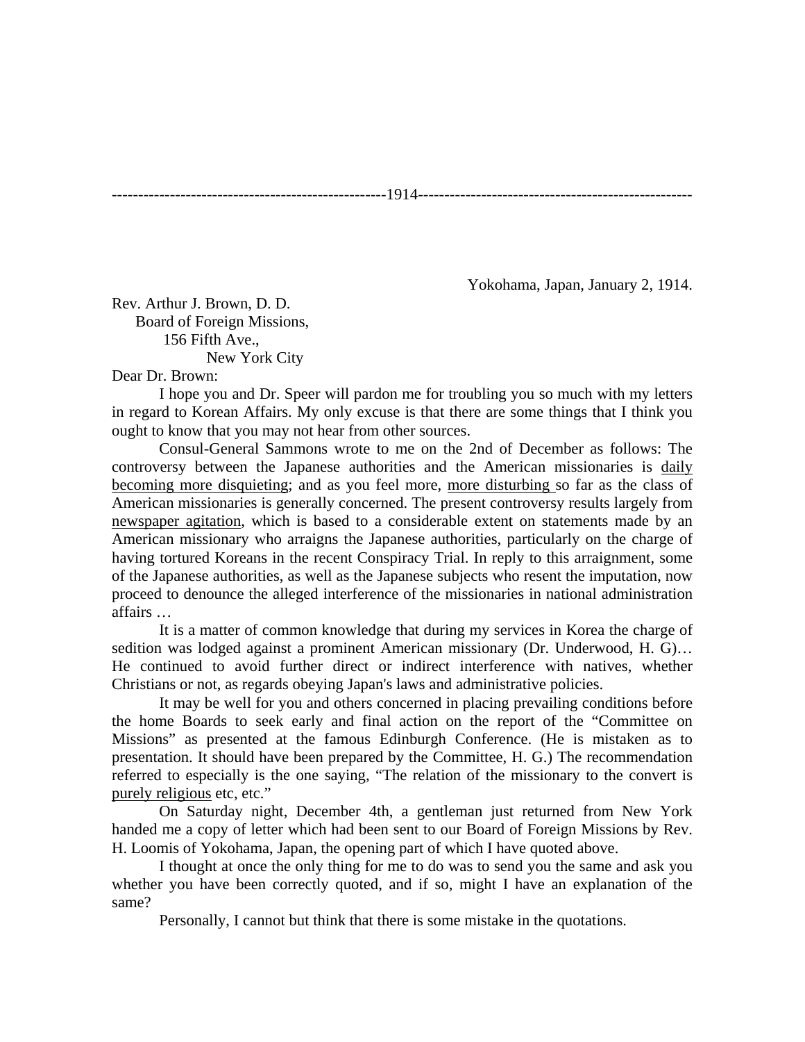----------------------------------------------------1914----------------------------------------------------

Yokohama, Japan, January 2, 1914.

Rev. Arthur J. Brown, D. D.
Board of Foreign Missions,
156 Fifth Ave.,
New York City

Dear Dr. Brown:

I hope you and Dr. Speer will pardon me for troubling you so much with my letters in regard to Korean Affairs. My only excuse is that there are some things that I think you ought to know that you may not hear from other sources.

Consul-General Sammons wrote to me on the 2nd of December as follows: The controversy between the Japanese authorities and the American missionaries is <u>daily becoming more disquieting</u>; and as you feel more, <u>more disturbing</u> so far as the class of American missionaries is generally concerned. The present controversy results largely from <u>newspaper agitation</u>, which is based to a considerable extent on statements made by an American missionary who arraigns the Japanese authorities, particularly on the charge of having tortured Koreans in the recent Conspiracy Trial. In reply to this arraignment, some of the Japanese authorities, as well as the Japanese subjects who resent the imputation, now proceed to denounce the alleged interference of the missionaries in national administration affairs …

It is a matter of common knowledge that during my services in Korea the charge of sedition was lodged against a prominent American missionary (Dr. Underwood, H. G)… He continued to avoid further direct or indirect interference with natives, whether Christians or not, as regards obeying Japan's laws and administrative policies.

It may be well for you and others concerned in placing prevailing conditions before the home Boards to seek early and final action on the report of the "Committee on Missions" as presented at the famous Edinburgh Conference. (He is mistaken as to presentation. It should have been prepared by the Committee, H. G.) The recommendation referred to especially is the one saying, "The relation of the missionary to the convert is <u>purely religious</u> etc, etc."

On Saturday night, December 4th, a gentleman just returned from New York handed me a copy of letter which had been sent to our Board of Foreign Missions by Rev. H. Loomis of Yokohama, Japan, the opening part of which I have quoted above.

I thought at once the only thing for me to do was to send you the same and ask you whether you have been correctly quoted, and if so, might I have an explanation of the same?

Personally, I cannot but think that there is some mistake in the quotations.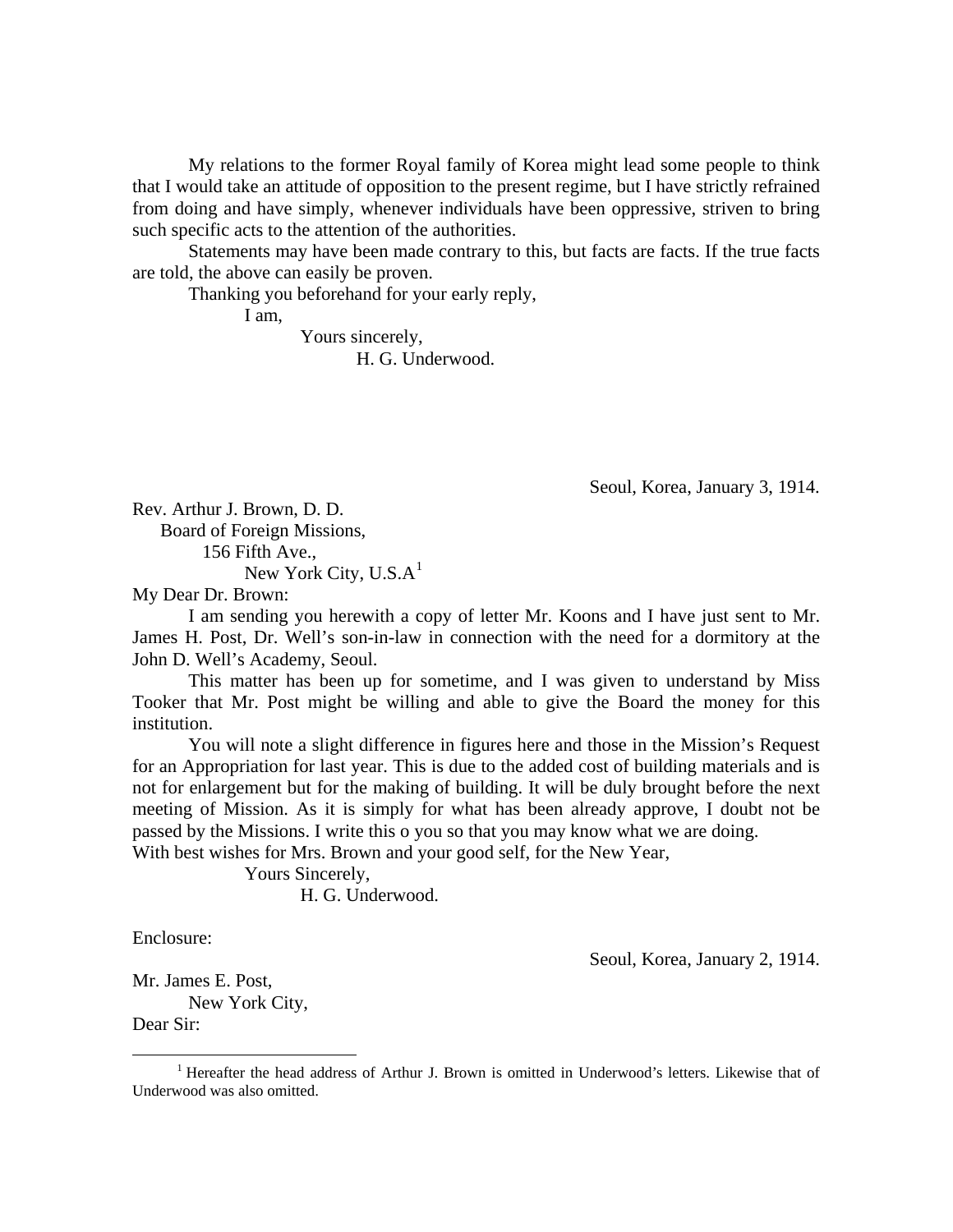My relations to the former Royal family of Korea might lead some people to think that I would take an attitude of opposition to the present regime, but I have strictly refrained from doing and have simply, whenever individuals have been oppressive, striven to bring such specific acts to the attention of the authorities.

Statements may have been made contrary to this, but facts are facts. If the true facts are told, the above can easily be proven.

Thanking you beforehand for your early reply,

I am,

Yours sincerely,

H. G. Underwood.

Seoul, Korea, January 3, 1914.

Rev. Arthur J. Brown, D. D.
Board of Foreign Missions,
156 Fifth Ave.,
New York City, U.S.A[1]

My Dear Dr. Brown:

I am sending you herewith a copy of letter Mr. Koons and I have just sent to Mr. James H. Post, Dr. Well's son-in-law in connection with the need for a dormitory at the John D. Well's Academy, Seoul.

This matter has been up for sometime, and I was given to understand by Miss Tooker that Mr. Post might be willing and able to give the Board the money for this institution.

You will note a slight difference in figures here and those in the Mission's Request for an Appropriation for last year. This is due to the added cost of building materials and is not for enlargement but for the making of building. It will be duly brought before the next meeting of Mission. As it is simply for what has been already approve, I doubt not be passed by the Missions. I write this o you so that you may know what we are doing.

With best wishes for Mrs. Brown and your good self, for the New Year,

Yours Sincerely,

H. G. Underwood.

Enclosure:

Seoul, Korea, January 2, 1914.

Mr. James E. Post,
New York City,

Dear Sir:

[1] Hereafter the head address of Arthur J. Brown is omitted in Underwood's letters. Likewise that of Underwood was also omitted.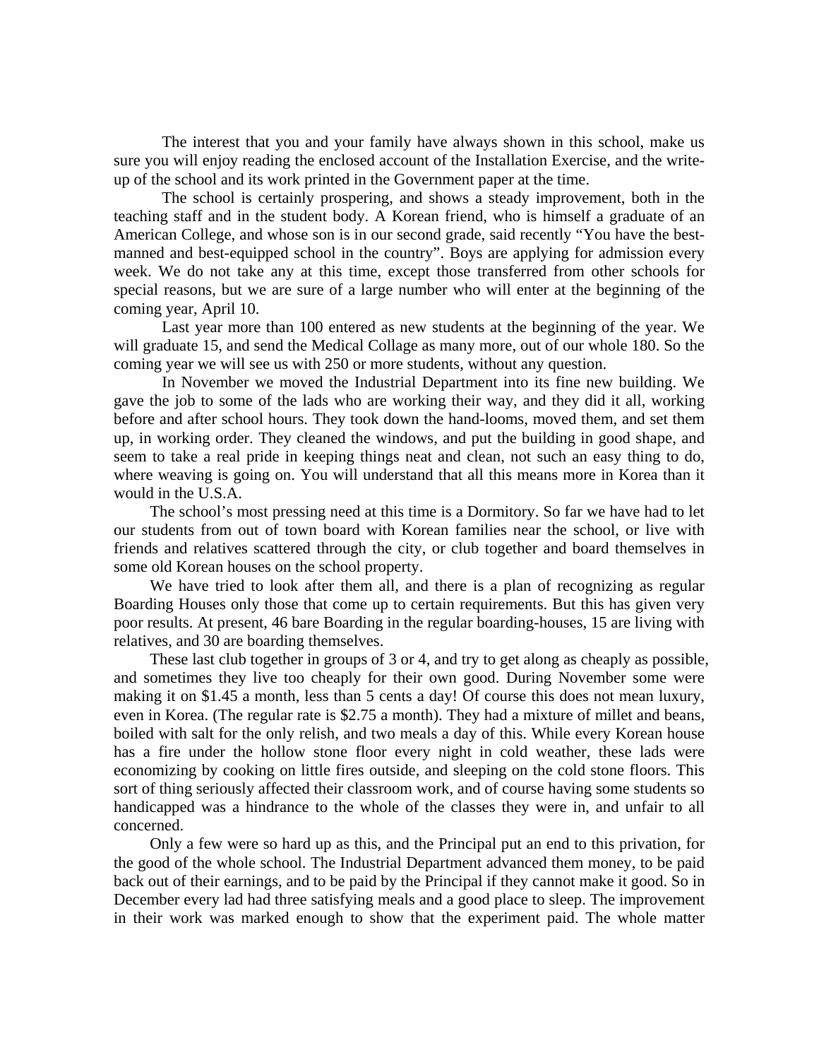The interest that you and your family have always shown in this school, make us sure you will enjoy reading the enclosed account of the Installation Exercise, and the write-up of the school and its work printed in the Government paper at the time.

The school is certainly prospering, and shows a steady improvement, both in the teaching staff and in the student body. A Korean friend, who is himself a graduate of an American College, and whose son is in our second grade, said recently "You have the best-manned and best-equipped school in the country". Boys are applying for admission every week. We do not take any at this time, except those transferred from other schools for special reasons, but we are sure of a large number who will enter at the beginning of the coming year, April 10.

Last year more than 100 entered as new students at the beginning of the year. We will graduate 15, and send the Medical Collage as many more, out of our whole 180. So the coming year we will see us with 250 or more students, without any question.

In November we moved the Industrial Department into its fine new building. We gave the job to some of the lads who are working their way, and they did it all, working before and after school hours. They took down the hand-looms, moved them, and set them up, in working order. They cleaned the windows, and put the building in good shape, and seem to take a real pride in keeping things neat and clean, not such an easy thing to do, where weaving is going on. You will understand that all this means more in Korea than it would in the U.S.A.

The school's most pressing need at this time is a Dormitory. So far we have had to let our students from out of town board with Korean families near the school, or live with friends and relatives scattered through the city, or club together and board themselves in some old Korean houses on the school property.

We have tried to look after them all, and there is a plan of recognizing as regular Boarding Houses only those that come up to certain requirements. But this has given very poor results. At present, 46 bare Boarding in the regular boarding-houses, 15 are living with relatives, and 30 are boarding themselves.

These last club together in groups of 3 or 4, and try to get along as cheaply as possible, and sometimes they live too cheaply for their own good. During November some were making it on $1.45 a month, less than 5 cents a day! Of course this does not mean luxury, even in Korea. (The regular rate is $2.75 a month). They had a mixture of millet and beans, boiled with salt for the only relish, and two meals a day of this. While every Korean house has a fire under the hollow stone floor every night in cold weather, these lads were economizing by cooking on little fires outside, and sleeping on the cold stone floors. This sort of thing seriously affected their classroom work, and of course having some students so handicapped was a hindrance to the whole of the classes they were in, and unfair to all concerned.

Only a few were so hard up as this, and the Principal put an end to this privation, for the good of the whole school. The Industrial Department advanced them money, to be paid back out of their earnings, and to be paid by the Principal if they cannot make it good. So in December every lad had three satisfying meals and a good place to sleep. The improvement in their work was marked enough to show that the experiment paid. The whole matter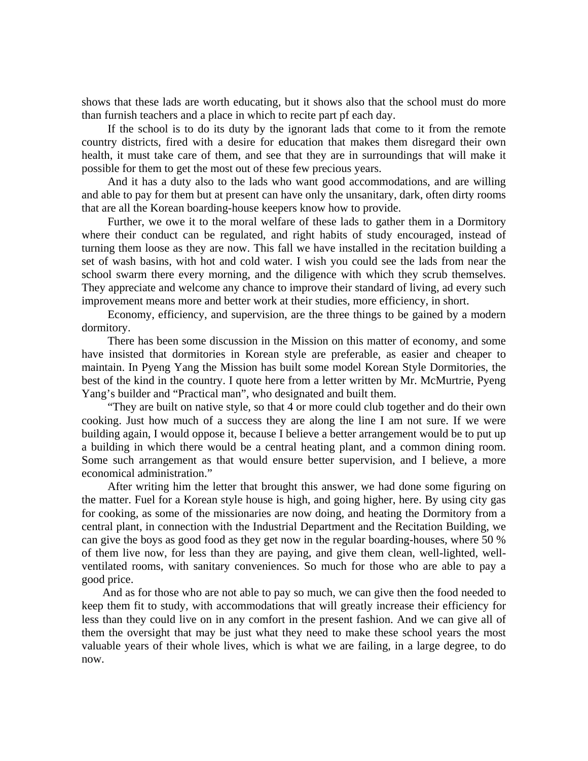shows that these lads are worth educating, but it shows also that the school must do more than furnish teachers and a place in which to recite part pf each day.

If the school is to do its duty by the ignorant lads that come to it from the remote country districts, fired with a desire for education that makes them disregard their own health, it must take care of them, and see that they are in surroundings that will make it possible for them to get the most out of these few precious years.

And it has a duty also to the lads who want good accommodations, and are willing and able to pay for them but at present can have only the unsanitary, dark, often dirty rooms that are all the Korean boarding-house keepers know how to provide.

Further, we owe it to the moral welfare of these lads to gather them in a Dormitory where their conduct can be regulated, and right habits of study encouraged, instead of turning them loose as they are now. This fall we have installed in the recitation building a set of wash basins, with hot and cold water. I wish you could see the lads from near the school swarm there every morning, and the diligence with which they scrub themselves. They appreciate and welcome any chance to improve their standard of living, ad every such improvement means more and better work at their studies, more efficiency, in short.

Economy, efficiency, and supervision, are the three things to be gained by a modern dormitory.

There has been some discussion in the Mission on this matter of economy, and some have insisted that dormitories in Korean style are preferable, as easier and cheaper to maintain. In Pyeng Yang the Mission has built some model Korean Style Dormitories, the best of the kind in the country. I quote here from a letter written by Mr. McMurtrie, Pyeng Yang's builder and "Practical man", who designated and built them.

"They are built on native style, so that 4 or more could club together and do their own cooking. Just how much of a success they are along the line I am not sure. If we were building again, I would oppose it, because I believe a better arrangement would be to put up a building in which there would be a central heating plant, and a common dining room. Some such arrangement as that would ensure better supervision, and I believe, a more economical administration."

After writing him the letter that brought this answer, we had done some figuring on the matter. Fuel for a Korean style house is high, and going higher, here. By using city gas for cooking, as some of the missionaries are now doing, and heating the Dormitory from a central plant, in connection with the Industrial Department and the Recitation Building, we can give the boys as good food as they get now in the regular boarding-houses, where 50 % of them live now, for less than they are paying, and give them clean, well-lighted, well-ventilated rooms, with sanitary conveniences. So much for those who are able to pay a good price.

And as for those who are not able to pay so much, we can give then the food needed to keep them fit to study, with accommodations that will greatly increase their efficiency for less than they could live on in any comfort in the present fashion. And we can give all of them the oversight that may be just what they need to make these school years the most valuable years of their whole lives, which is what we are failing, in a large degree, to do now.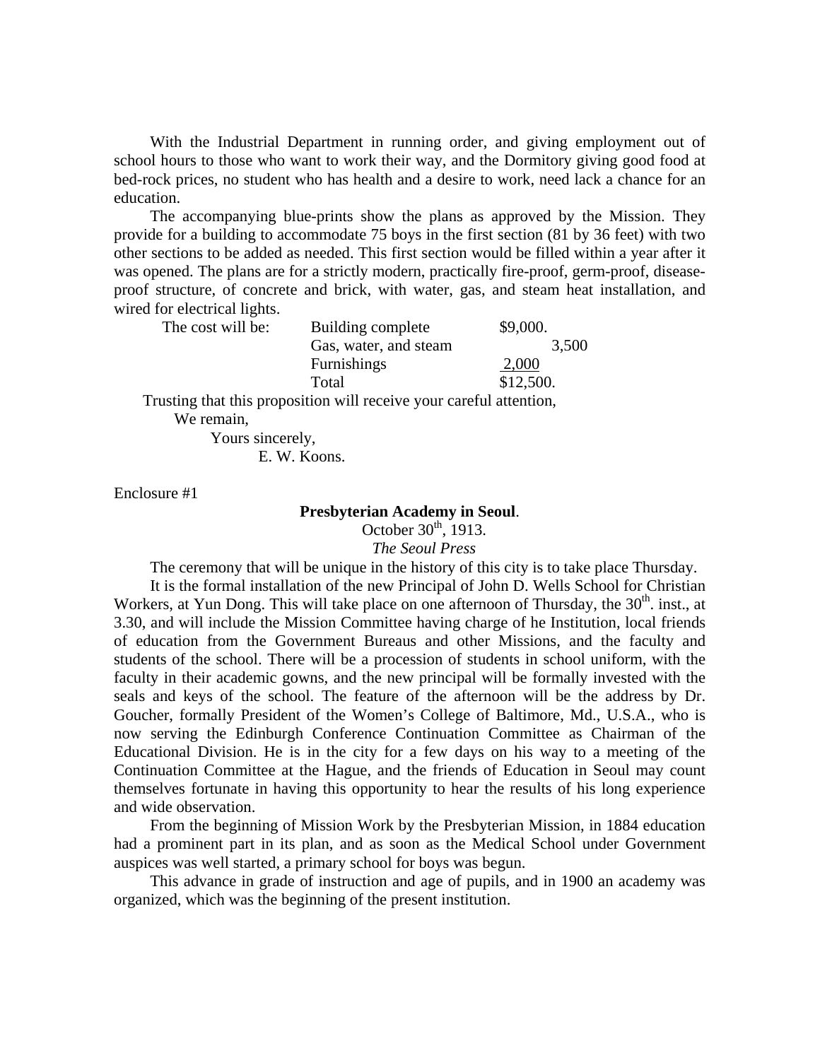With the Industrial Department in running order, and giving employment out of school hours to those who want to work their way, and the Dormitory giving good food at bed-rock prices, no student who has health and a desire to work, need lack a chance for an education.

The accompanying blue-prints show the plans as approved by the Mission. They provide for a building to accommodate 75 boys in the first section (81 by 36 feet) with two other sections to be added as needed. This first section would be filled within a year after it was opened. The plans are for a strictly modern, practically fire-proof, germ-proof, disease-proof structure, of concrete and brick, with water, gas, and steam heat installation, and wired for electrical lights.

| The cost will be: | Building complete | $9,000. |
|---|---|---|
| | Gas, water, and steam | 3,500 |
| | Furnishings | 2,000 |
| | Total | $12,500. |

Trusting that this proposition will receive your careful attention,

We remain,

Yours sincerely,

E. W. Koons.

Enclosure #1

**Presbyterian Academy in Seoul**.

October 30th, 1913.

*The Seoul Press*

The ceremony that will be unique in the history of this city is to take place Thursday.

It is the formal installation of the new Principal of John D. Wells School for Christian Workers, at Yun Dong. This will take place on one afternoon of Thursday, the 30th. inst., at 3.30, and will include the Mission Committee having charge of he Institution, local friends of education from the Government Bureaus and other Missions, and the faculty and students of the school. There will be a procession of students in school uniform, with the faculty in their academic gowns, and the new principal will be formally invested with the seals and keys of the school. The feature of the afternoon will be the address by Dr. Goucher, formally President of the Women's College of Baltimore, Md., U.S.A., who is now serving the Edinburgh Conference Continuation Committee as Chairman of the Educational Division. He is in the city for a few days on his way to a meeting of the Continuation Committee at the Hague, and the friends of Education in Seoul may count themselves fortunate in having this opportunity to hear the results of his long experience and wide observation.

From the beginning of Mission Work by the Presbyterian Mission, in 1884 education had a prominent part in its plan, and as soon as the Medical School under Government auspices was well started, a primary school for boys was begun.

This advance in grade of instruction and age of pupils, and in 1900 an academy was organized, which was the beginning of the present institution.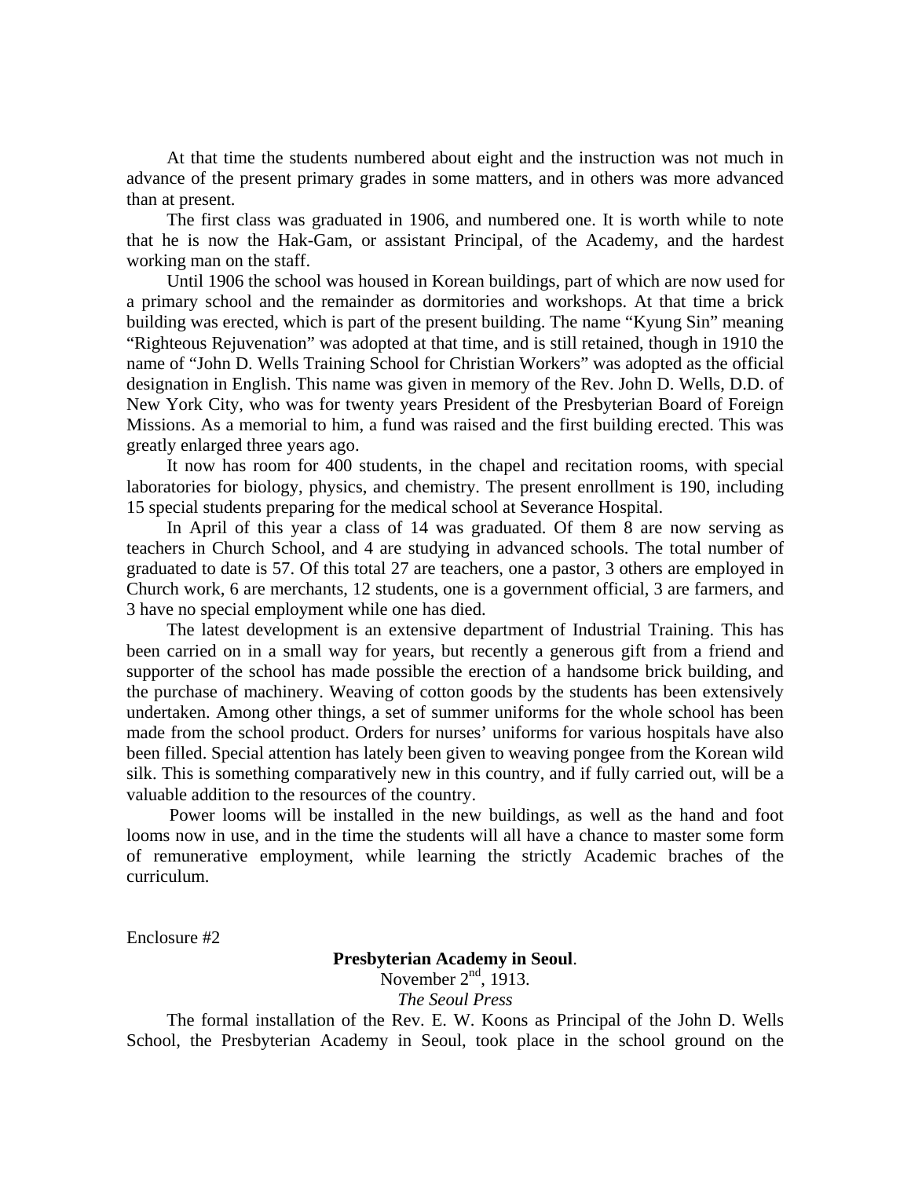At that time the students numbered about eight and the instruction was not much in advance of the present primary grades in some matters, and in others was more advanced than at present.

The first class was graduated in 1906, and numbered one. It is worth while to note that he is now the Hak-Gam, or assistant Principal, of the Academy, and the hardest working man on the staff.

Until 1906 the school was housed in Korean buildings, part of which are now used for a primary school and the remainder as dormitories and workshops. At that time a brick building was erected, which is part of the present building. The name "Kyung Sin" meaning "Righteous Rejuvenation" was adopted at that time, and is still retained, though in 1910 the name of "John D. Wells Training School for Christian Workers" was adopted as the official designation in English. This name was given in memory of the Rev. John D. Wells, D.D. of New York City, who was for twenty years President of the Presbyterian Board of Foreign Missions. As a memorial to him, a fund was raised and the first building erected. This was greatly enlarged three years ago.

It now has room for 400 students, in the chapel and recitation rooms, with special laboratories for biology, physics, and chemistry. The present enrollment is 190, including 15 special students preparing for the medical school at Severance Hospital.

In April of this year a class of 14 was graduated. Of them 8 are now serving as teachers in Church School, and 4 are studying in advanced schools. The total number of graduated to date is 57. Of this total 27 are teachers, one a pastor, 3 others are employed in Church work, 6 are merchants, 12 students, one is a government official, 3 are farmers, and 3 have no special employment while one has died.

The latest development is an extensive department of Industrial Training. This has been carried on in a small way for years, but recently a generous gift from a friend and supporter of the school has made possible the erection of a handsome brick building, and the purchase of machinery. Weaving of cotton goods by the students has been extensively undertaken. Among other things, a set of summer uniforms for the whole school has been made from the school product. Orders for nurses' uniforms for various hospitals have also been filled. Special attention has lately been given to weaving pongee from the Korean wild silk. This is something comparatively new in this country, and if fully carried out, will be a valuable addition to the resources of the country.

Power looms will be installed in the new buildings, as well as the hand and foot looms now in use, and in the time the students will all have a chance to master some form of remunerative employment, while learning the strictly Academic braches of the curriculum.

Enclosure #2

**Presbyterian Academy in Seoul**.

November 2nd, 1913.

*The Seoul Press*

The formal installation of the Rev. E. W. Koons as Principal of the John D. Wells School, the Presbyterian Academy in Seoul, took place in the school ground on the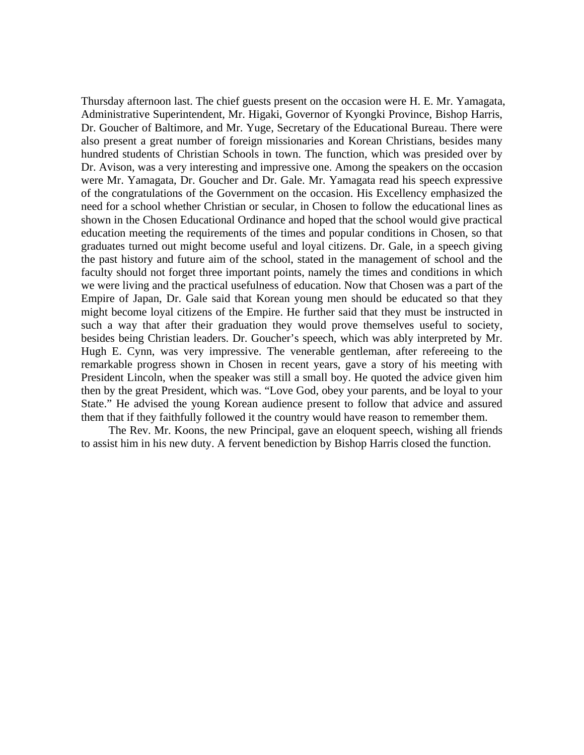Thursday afternoon last. The chief guests present on the occasion were H. E. Mr. Yamagata, Administrative Superintendent, Mr. Higaki, Governor of Kyongki Province, Bishop Harris, Dr. Goucher of Baltimore, and Mr. Yuge, Secretary of the Educational Bureau. There were also present a great number of foreign missionaries and Korean Christians, besides many hundred students of Christian Schools in town. The function, which was presided over by Dr. Avison, was a very interesting and impressive one. Among the speakers on the occasion were Mr. Yamagata, Dr. Goucher and Dr. Gale. Mr. Yamagata read his speech expressive of the congratulations of the Government on the occasion. His Excellency emphasized the need for a school whether Christian or secular, in Chosen to follow the educational lines as shown in the Chosen Educational Ordinance and hoped that the school would give practical education meeting the requirements of the times and popular conditions in Chosen, so that graduates turned out might become useful and loyal citizens. Dr. Gale, in a speech giving the past history and future aim of the school, stated in the management of school and the faculty should not forget three important points, namely the times and conditions in which we were living and the practical usefulness of education. Now that Chosen was a part of the Empire of Japan, Dr. Gale said that Korean young men should be educated so that they might become loyal citizens of the Empire. He further said that they must be instructed in such a way that after their graduation they would prove themselves useful to society, besides being Christian leaders. Dr. Goucher's speech, which was ably interpreted by Mr. Hugh E. Cynn, was very impressive. The venerable gentleman, after refereeing to the remarkable progress shown in Chosen in recent years, gave a story of his meeting with President Lincoln, when the speaker was still a small boy. He quoted the advice given him then by the great President, which was. "Love God, obey your parents, and be loyal to your State." He advised the young Korean audience present to follow that advice and assured them that if they faithfully followed it the country would have reason to remember them.

The Rev. Mr. Koons, the new Principal, gave an eloquent speech, wishing all friends to assist him in his new duty. A fervent benediction by Bishop Harris closed the function.